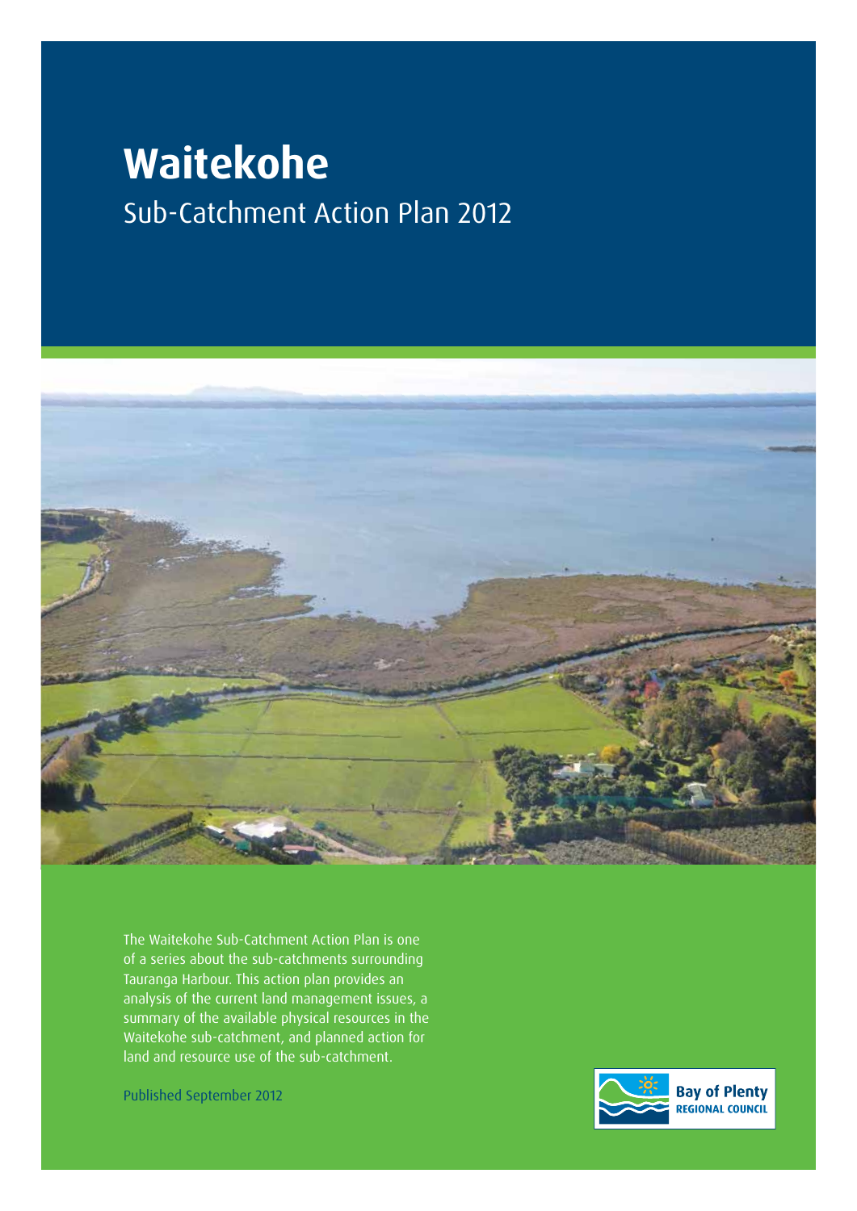# Waitekohe

## Sub-Catchment Action Plan 2012

The Waitekohe Sub-Catchment Action Plan is one of a series about the sub-catchments surrounding Tauranga Harbour. This action plan provides an analysis of the current land management issues, a summary of the available physical resources in the Waitekohe sub-catchment, and planned action for land and resource use of the sub-catchment.

Published September 2012

Bay of Plenty
REGIONAL COUNCIL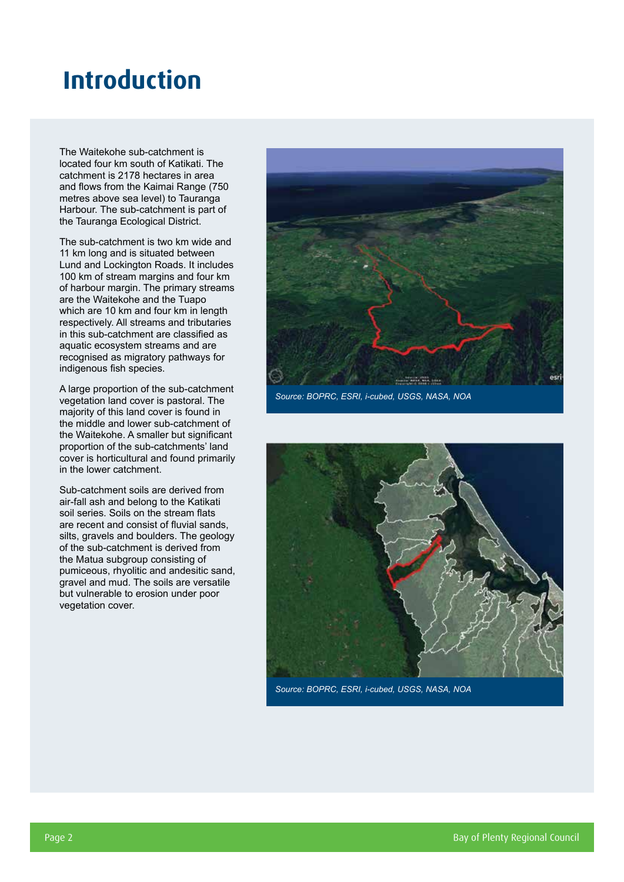# Introduction

The Waitekohe sub-catchment is located four km south of Katikati. The catchment is 2178 hectares in area and flows from the Kaimai Range (750 metres above sea level) to Tauranga Harbour. The sub-catchment is part of the Tauranga Ecological District.

The sub-catchment is two km wide and 11 km long and is situated between Lund and Lockington Roads. It includes 100 km of stream margins and four km of harbour margin. The primary streams are the Waitekohe and the Tuapo which are 10 km and four km in length respectively. All streams and tributaries in this sub-catchment are classified as aquatic ecosystem streams and are recognised as migratory pathways for indigenous fish species.

A large proportion of the sub-catchment vegetation land cover is pastoral. The majority of this land cover is found in the middle and lower sub-catchment of the Waitekohe. A smaller but significant proportion of the sub-catchments' land cover is horticultural and found primarily in the lower catchment.

Sub-catchment soils are derived from air-fall ash and belong to the Katikati soil series. Soils on the stream flats are recent and consist of fluvial sands, silts, gravels and boulders. The geology of the sub-catchment is derived from the Matua subgroup consisting of pumiceous, rhyolitic and andesitic sand, gravel and mud. The soils are versatile but vulnerable to erosion under poor vegetation cover.

*Source: BOPRC, ESRI, i-cubed, USGS, NASA, NOA*

*Source: BOPRC, ESRI, i-cubed, USGS, NASA, NOA*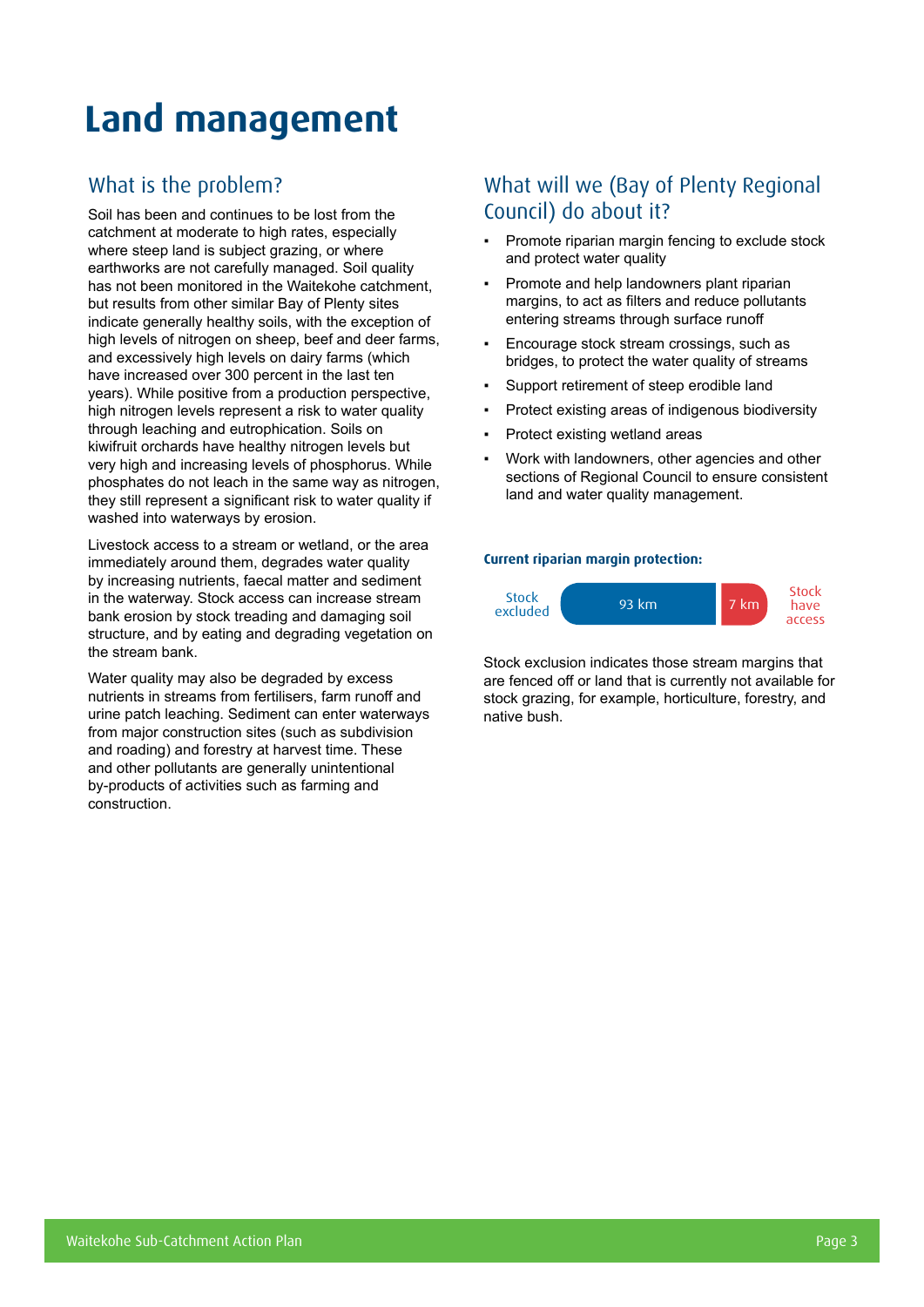# Land management

## What is the problem?

Soil has been and continues to be lost from the catchment at moderate to high rates, especially where steep land is subject grazing, or where earthworks are not carefully managed. Soil quality has not been monitored in the Waitekohe catchment, but results from other similar Bay of Plenty sites indicate generally healthy soils, with the exception of high levels of nitrogen on sheep, beef and deer farms, and excessively high levels on dairy farms (which have increased over 300 percent in the last ten years). While positive from a production perspective, high nitrogen levels represent a risk to water quality through leaching and eutrophication. Soils on kiwifruit orchards have healthy nitrogen levels but very high and increasing levels of phosphorus. While phosphates do not leach in the same way as nitrogen, they still represent a significant risk to water quality if washed into waterways by erosion.

Livestock access to a stream or wetland, or the area immediately around them, degrades water quality by increasing nutrients, faecal matter and sediment in the waterway. Stock access can increase stream bank erosion by stock treading and damaging soil structure, and by eating and degrading vegetation on the stream bank.

Water quality may also be degraded by excess nutrients in streams from fertilisers, farm runoff and urine patch leaching. Sediment can enter waterways from major construction sites (such as subdivision and roading) and forestry at harvest time. These and other pollutants are generally unintentional by-products of activities such as farming and construction.

## What will we (Bay of Plenty Regional Council) do about it?

- Promote riparian margin fencing to exclude stock and protect water quality
- Promote and help landowners plant riparian margins, to act as filters and reduce pollutants entering streams through surface runoff
- Encourage stock stream crossings, such as bridges, to protect the water quality of streams
- Support retirement of steep erodible land
- Protect existing areas of indigenous biodiversity
- Protect existing wetland areas
- Work with landowners, other agencies and other sections of Regional Council to ensure consistent land and water quality management.

**Current riparian margin protection:**

Stock excluded
93 km
7 km
Stock have access

Stock exclusion indicates those stream margins that are fenced off or land that is currently not available for stock grazing, for example, horticulture, forestry, and native bush.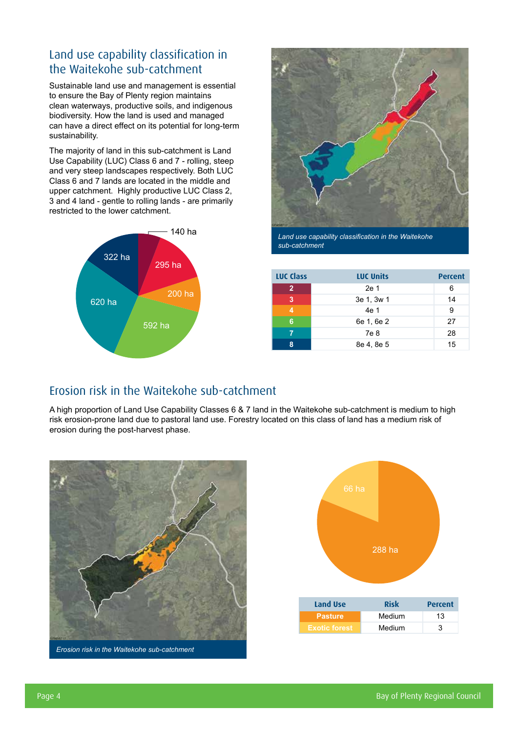## Land use capability classification in the Waitekohe sub-catchment

Sustainable land use and management is essential to ensure the Bay of Plenty region maintains clean waterways, productive soils, and indigenous biodiversity. How the land is used and managed can have a direct effect on its potential for long-term sustainability.

The majority of land in this sub-catchment is Land Use Capability (LUC) Class 6 and 7 - rolling, steep and very steep landscapes respectively. Both LUC Class 6 and 7 lands are located in the middle and upper catchment. Highly productive LUC Class 2, 3 and 4 land - gentle to rolling lands - are primarily restricted to the lower catchment.

140 ha
295 ha
200 ha
592 ha
620 ha
322 ha

*Land use capability classification in the Waitekohe sub-catchment*

| LUC Class | LUC Units | Percent |
|---|---|---|
| 2 | 2e 1 | 6 |
| 3 | 3e 1, 3w 1 | 14 |
| 4 | 4e 1 | 9 |
| 6 | 6e 1, 6e 2 | 27 |
| 7 | 7e 8 | 28 |
| 8 | 8e 4, 8e 5 | 15 |

## Erosion risk in the Waitekohe sub-catchment

A high proportion of Land Use Capability Classes 6 & 7 land in the Waitekohe sub-catchment is medium to high risk erosion-prone land due to pastoral land use. Forestry located on this class of land has a medium risk of erosion during the post-harvest phase.

*Erosion risk in the Waitekohe sub-catchment*

66 ha
288 ha

| Land Use | Risk | Percent |
|---|---|---|
| Pasture | Medium | 13 |
| Exotic forest | Medium | 3 |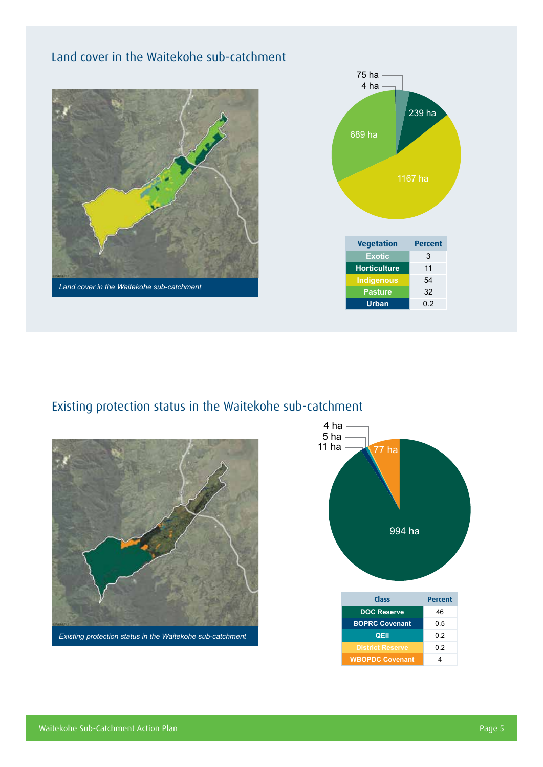## Land cover in the Waitekohe sub-catchment

*Land cover in the Waitekohe sub-catchment*

75 ha
4 ha
239 ha
689 ha
1167 ha

| Vegetation | Percent |
|---|---|
| Exotic | 3 |
| Horticulture | 11 |
| Indigenous | 54 |
| Pasture | 32 |
| Urban | 0.2 |

## Existing protection status in the Waitekohe sub-catchment

*Existing protection status in the Waitekohe sub-catchment*

4 ha
5 ha
11 ha
77 ha
994 ha

| Class | Percent |
|---|---|
| DOC Reserve | 46 |
| BOPRC Covenant | 0.5 |
| QEII | 0.2 |
| District Reserve | 0.2 |
| WBOPDC Covenant | 4 |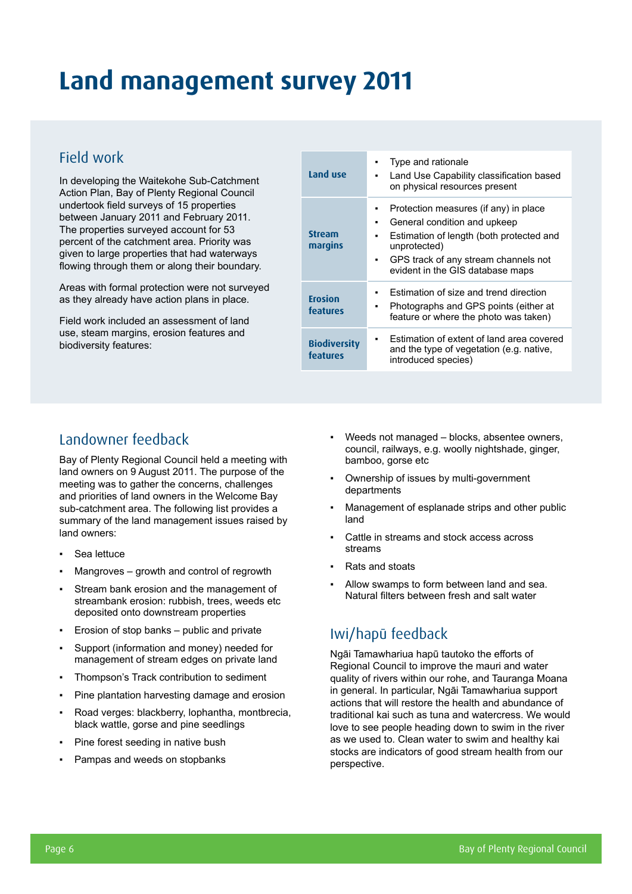# Land management survey 2011

## Field work

In developing the Waitekohe Sub-Catchment Action Plan, Bay of Plenty Regional Council undertook field surveys of 15 properties between January 2011 and February 2011. The properties surveyed account for 53 percent of the catchment area. Priority was given to large properties that had waterways flowing through them or along their boundary.

Areas with formal protection were not surveyed as they already have action plans in place.

Field work included an assessment of land use, steam margins, erosion features and biodiversity features:

| | |
|---|---|
| **Land use** | ▪ Type and rationale<br>▪ Land Use Capability classification based on physical resources present |
| **Stream margins** | ▪ Protection measures (if any) in place<br>▪ General condition and upkeep<br>▪ Estimation of length (both protected and unprotected)<br>▪ GPS track of any stream channels not evident in the GIS database maps |
| **Erosion features** | ▪ Estimation of size and trend direction<br>▪ Photographs and GPS points (either at feature or where the photo was taken) |
| **Biodiversity features** | ▪ Estimation of extent of land area covered and the type of vegetation (e.g. native, introduced species) |

## Landowner feedback

Bay of Plenty Regional Council held a meeting with land owners on 9 August 2011. The purpose of the meeting was to gather the concerns, challenges and priorities of land owners in the Welcome Bay sub-catchment area. The following list provides a summary of the land management issues raised by land owners:

- Sea lettuce
- Mangroves – growth and control of regrowth
- Stream bank erosion and the management of streambank erosion: rubbish, trees, weeds etc deposited onto downstream properties
- Erosion of stop banks – public and private
- Support (information and money) needed for management of stream edges on private land
- Thompson's Track contribution to sediment
- Pine plantation harvesting damage and erosion
- Road verges: blackberry, lophantha, montbrecia, black wattle, gorse and pine seedlings
- Pine forest seeding in native bush
- Pampas and weeds on stopbanks
- Weeds not managed – blocks, absentee owners, council, railways, e.g. woolly nightshade, ginger, bamboo, gorse etc
- Ownership of issues by multi-government departments
- Management of esplanade strips and other public land
- Cattle in streams and stock access across streams
- Rats and stoats
- Allow swamps to form between land and sea. Natural filters between fresh and salt water

## Iwi/hapū feedback

Ngāi Tamawhariua hapū tautoko the efforts of Regional Council to improve the mauri and water quality of rivers within our rohe, and Tauranga Moana in general. In particular, Ngāi Tamawhariua support actions that will restore the health and abundance of traditional kai such as tuna and watercress. We would love to see people heading down to swim in the river as we used to. Clean water to swim and healthy kai stocks are indicators of good stream health from our perspective.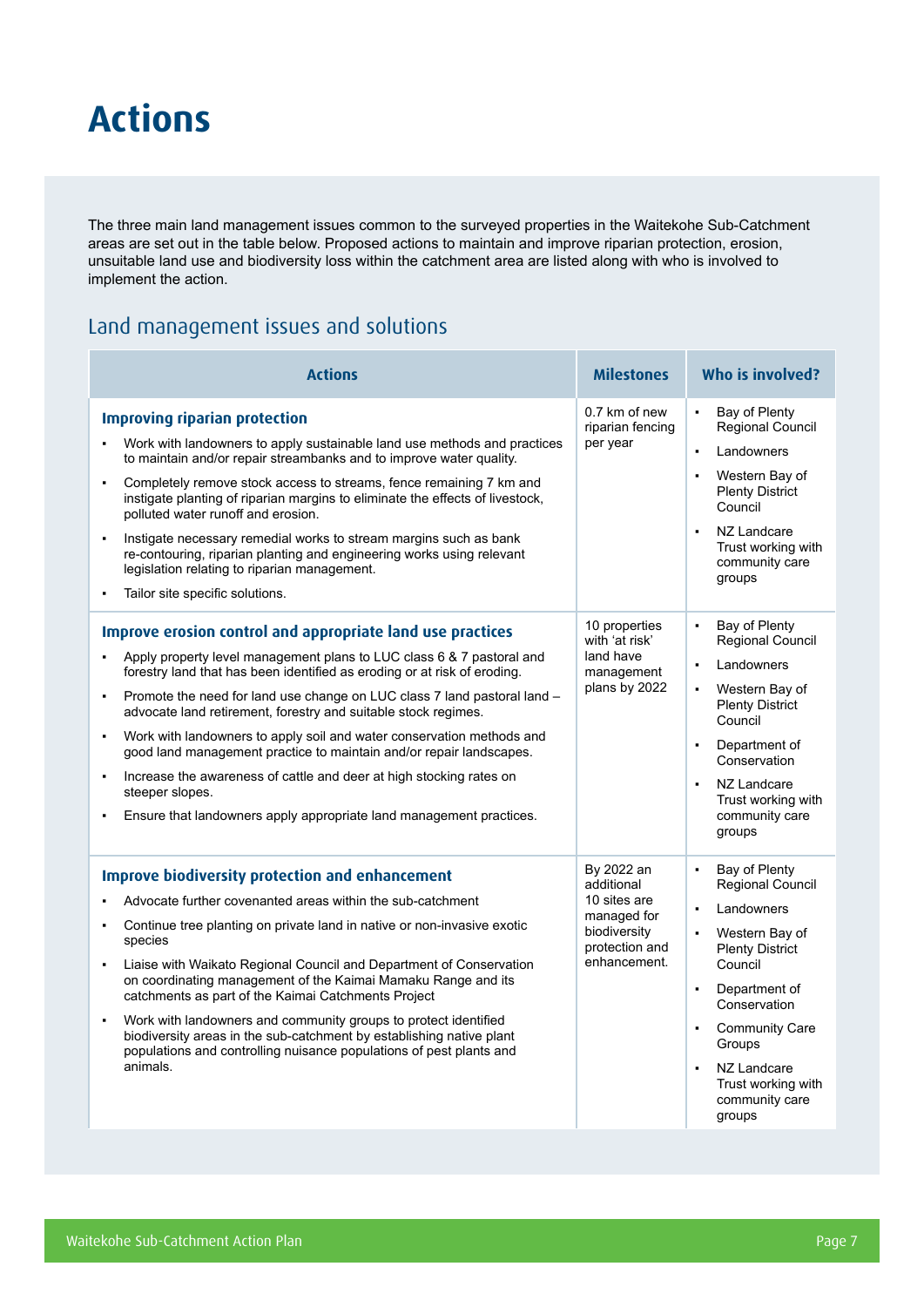# Actions

The three main land management issues common to the surveyed properties in the Waitekohe Sub-Catchment areas are set out in the table below. Proposed actions to maintain and improve riparian protection, erosion, unsuitable land use and biodiversity loss within the catchment area are listed along with who is involved to implement the action.

## Land management issues and solutions

| Actions | Milestones | Who is involved? |
|---|---|---|
| **Improving riparian protection**<br>• Work with landowners to apply sustainable land use methods and practices to maintain and/or repair streambanks and to improve water quality.<br>• Completely remove stock access to streams, fence remaining 7 km and instigate planting of riparian margins to eliminate the effects of livestock, polluted water runoff and erosion.<br>• Instigate necessary remedial works to stream margins such as bank re-contouring, riparian planting and engineering works using relevant legislation relating to riparian management.<br>• Tailor site specific solutions. | 0.7 km of new riparian fencing per year | • Bay of Plenty Regional Council<br>• Landowners<br>• Western Bay of Plenty District Council<br>• NZ Landcare Trust working with community care groups |
| **Improve erosion control and appropriate land use practices**<br>• Apply property level management plans to LUC class 6 & 7 pastoral and forestry land that has been identified as eroding or at risk of eroding.<br>• Promote the need for land use change on LUC class 7 land pastoral land – advocate land retirement, forestry and suitable stock regimes.<br>• Work with landowners to apply soil and water conservation methods and good land management practice to maintain and/or repair landscapes.<br>• Increase the awareness of cattle and deer at high stocking rates on steeper slopes.<br>• Ensure that landowners apply appropriate land management practices. | 10 properties with 'at risk' land have management plans by 2022 | • Bay of Plenty Regional Council<br>• Landowners<br>• Western Bay of Plenty District Council<br>• Department of Conservation<br>• NZ Landcare Trust working with community care groups |
| **Improve biodiversity protection and enhancement**<br>• Advocate further covenanted areas within the sub-catchment<br>• Continue tree planting on private land in native or non-invasive exotic species<br>• Liaise with Waikato Regional Council and Department of Conservation on coordinating management of the Kaimai Mamaku Range and its catchments as part of the Kaimai Catchments Project<br>• Work with landowners and community groups to protect identified biodiversity areas in the sub-catchment by establishing native plant populations and controlling nuisance populations of pest plants and animals. | By 2022 an additional 10 sites are managed for biodiversity protection and enhancement. | • Bay of Plenty Regional Council<br>• Landowners<br>• Western Bay of Plenty District Council<br>• Department of Conservation<br>• Community Care Groups<br>• NZ Landcare Trust working with community care groups |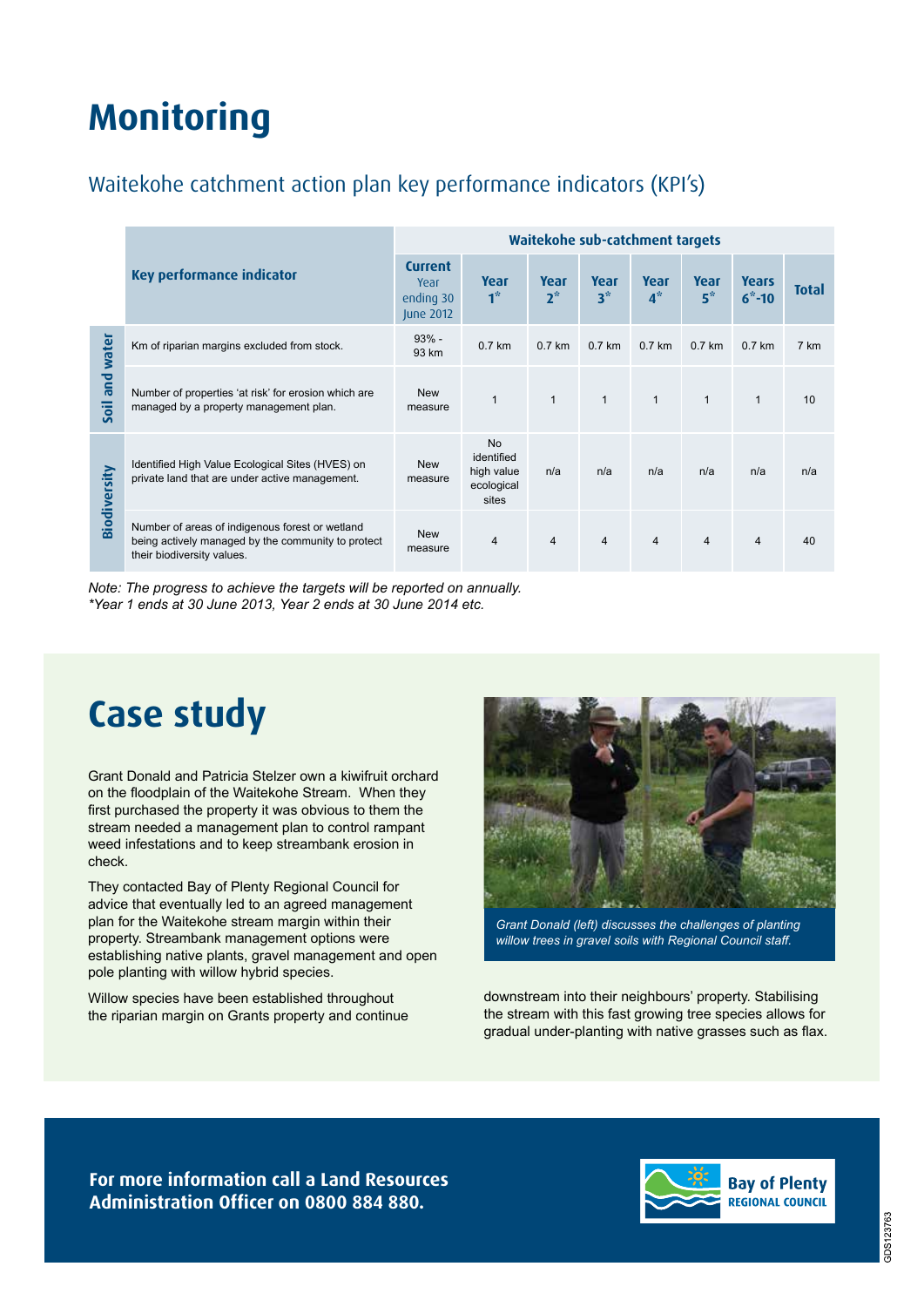# Monitoring

## Waitekohe catchment action plan key performance indicators (KPI's)

| | Key performance indicator | Waitekohe sub-catchment targets | | | | | | | |
|---|---|---|---|---|---|---|---|---|---|
| | | Current Year ending 30 June 2012 | Year 1* | Year 2* | Year 3* | Year 4* | Year 5* | Years 6*-10 | Total |
| Soil and water | Km of riparian margins excluded from stock. | 93% - 93 km | 0.7 km | 0.7 km | 0.7 km | 0.7 km | 0.7 km | 0.7 km | 7 km |
| Soil and water | Number of properties 'at risk' for erosion which are managed by a property management plan. | New measure | 1 | 1 | 1 | 1 | 1 | 1 | 10 |
| Biodiversity | Identified High Value Ecological Sites (HVES) on private land that are under active management. | New measure | No identified high value ecological sites | n/a | n/a | n/a | n/a | n/a | n/a |
| Biodiversity | Number of areas of indigenous forest or wetland being actively managed by the community to protect their biodiversity values. | New measure | 4 | 4 | 4 | 4 | 4 | 4 | 40 |

*Note: The progress to achieve the targets will be reported on annually.*
**Year 1 ends at 30 June 2013, Year 2 ends at 30 June 2014 etc.*

# Case study

Grant Donald and Patricia Stelzer own a kiwifruit orchard on the floodplain of the Waitekohe Stream. When they first purchased the property it was obvious to them the stream needed a management plan to control rampant weed infestations and to keep streambank erosion in check.

They contacted Bay of Plenty Regional Council for advice that eventually led to an agreed management plan for the Waitekohe stream margin within their property. Streambank management options were establishing native plants, gravel management and open pole planting with willow hybrid species.

Willow species have been established throughout the riparian margin on Grants property and continue downstream into their neighbours' property. Stabilising the stream with this fast growing tree species allows for gradual under-planting with native grasses such as flax.

*Grant Donald (left) discusses the challenges of planting willow trees in gravel soils with Regional Council staff.*

**For more information call a Land Resources Administration Officer on 0800 884 880.**

Bay of Plenty REGIONAL COUNCIL

GDS123763